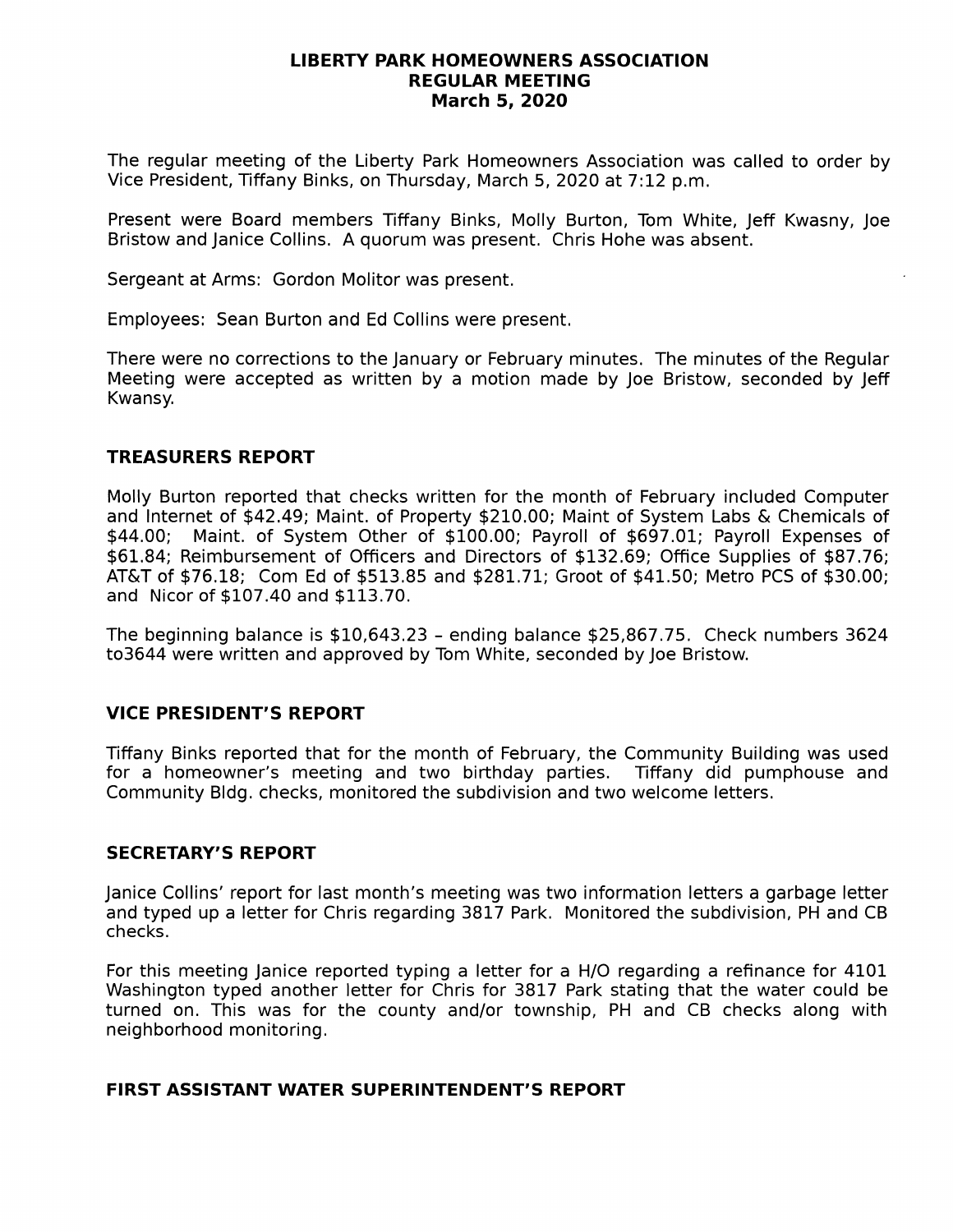# LIBERTY PARK HOMEOWNERS ASSOCIATION
## REGULAR MEETING
## March 5, 2020

The regular meeting of the Liberty Park Homeowners Association was called to order by Vice President, Tiffany Binks, on Thursday, March 5, 2020 at 7:12 p.m.

Present were Board members Tiffany Binks, Molly Burton, Tom White, Jeff Kwasny, Joe Bristow and Janice Collins. A quorum was present. Chris Hohe was absent.

Sergeant at Arms: Gordon Molitor was present.

Employees: Sean Burton and Ed Collins were present.

There were no corrections to the January or February minutes. The minutes of the Regular Meeting were accepted as written by a motion made by Joe Bristow, seconded by Jeff Kwansy.

### TREASURERS REPORT

Molly Burton reported that checks written for the month of February included Computer and Internet of $42.49; Maint. of Property $210.00; Maint of System Labs & Chemicals of $44.00; Maint. of System Other of $100.00; Payroll of $697.01; Payroll Expenses of $61.84; Reimbursement of Officers and Directors of $132.69; Office Supplies of $87.76; AT&T of $76.18; Com Ed of $513.85 and $281.71; Groot of $41.50; Metro PCS of $30.00; and Nicor of $107.40 and $113.70.

The beginning balance is $10,643.23 – ending balance $25,867.75. Check numbers 3624 to3644 were written and approved by Tom White, seconded by Joe Bristow.

### VICE PRESIDENT'S REPORT

Tiffany Binks reported that for the month of February, the Community Building was used for a homeowner's meeting and two birthday parties. Tiffany did pumphouse and Community Bldg. checks, monitored the subdivision and two welcome letters.

### SECRETARY'S REPORT

Janice Collins' report for last month's meeting was two information letters a garbage letter and typed up a letter for Chris regarding 3817 Park. Monitored the subdivision, PH and CB checks.

For this meeting Janice reported typing a letter for a H/O regarding a refinance for 4101 Washington typed another letter for Chris for 3817 Park stating that the water could be turned on. This was for the county and/or township, PH and CB checks along with neighborhood monitoring.

### FIRST ASSISTANT WATER SUPERINTENDENT'S REPORT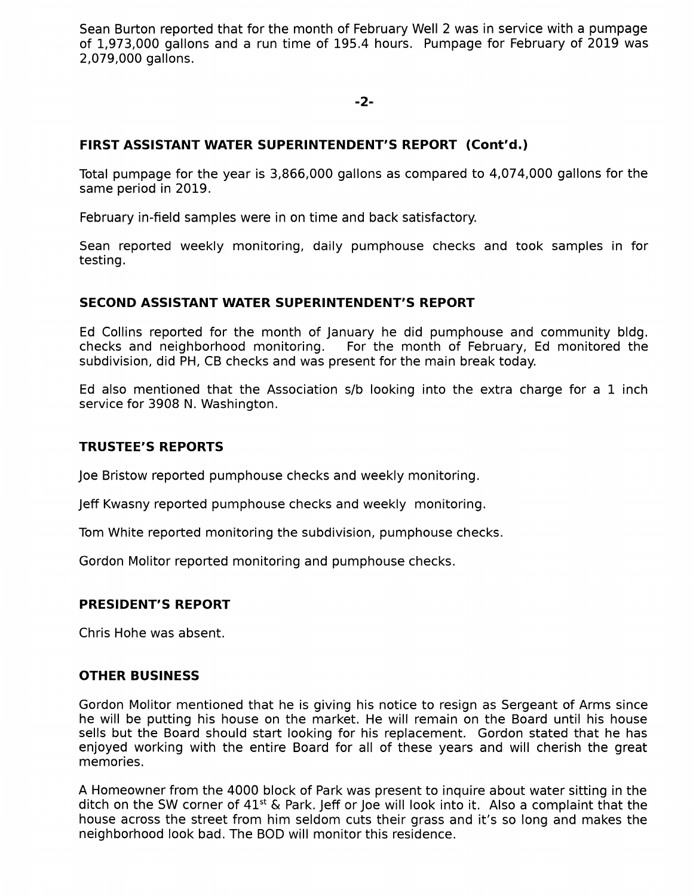Sean Burton reported that for the month of February Well 2 was in service with a pumpage of 1,973,000 gallons and a run time of 195.4 hours. Pumpage for February of 2019 was 2,079,000 gallons.

## FIRST ASSISTANT WATER SUPERINTENDENT'S REPORT (Cont'd.)

Total pumpage for the year is 3,866,000 gallons as compared to 4,074,000 gallons for the same period in 2019.

February in-field samples were in on time and back satisfactory.

Sean reported weekly monitoring, daily pumphouse checks and took samples in for testing.

## SECOND ASSISTANT WATER SUPERINTENDENT'S REPORT

Ed Collins reported for the month of January he did pumphouse and community bldg. checks and neighborhood monitoring. For the month of February, Ed monitored the subdivision, did PH, CB checks and was present for the main break today.

Ed also mentioned that the Association s/b looking into the extra charge for a 1 inch service for 3908 N. Washington.

## TRUSTEE'S REPORTS

Joe Bristow reported pumphouse checks and weekly monitoring.

Jeff Kwasny reported pumphouse checks and weekly monitoring.

Tom White reported monitoring the subdivision, pumphouse checks.

Gordon Molitor reported monitoring and pumphouse checks.

## PRESIDENT'S REPORT

Chris Hohe was absent.

## OTHER BUSINESS

Gordon Molitor mentioned that he is giving his notice to resign as Sergeant of Arms since he will be putting his house on the market. He will remain on the Board until his house sells but the Board should start looking for his replacement. Gordon stated that he has enjoyed working with the entire Board for all of these years and will cherish the great memories.

A Homeowner from the 4000 block of Park was present to inquire about water sitting in the ditch on the SW corner of 41st & Park. Jeff or Joe will look into it. Also a complaint that the house across the street from him seldom cuts their grass and it's so long and makes the neighborhood look bad. The BOD will monitor this residence.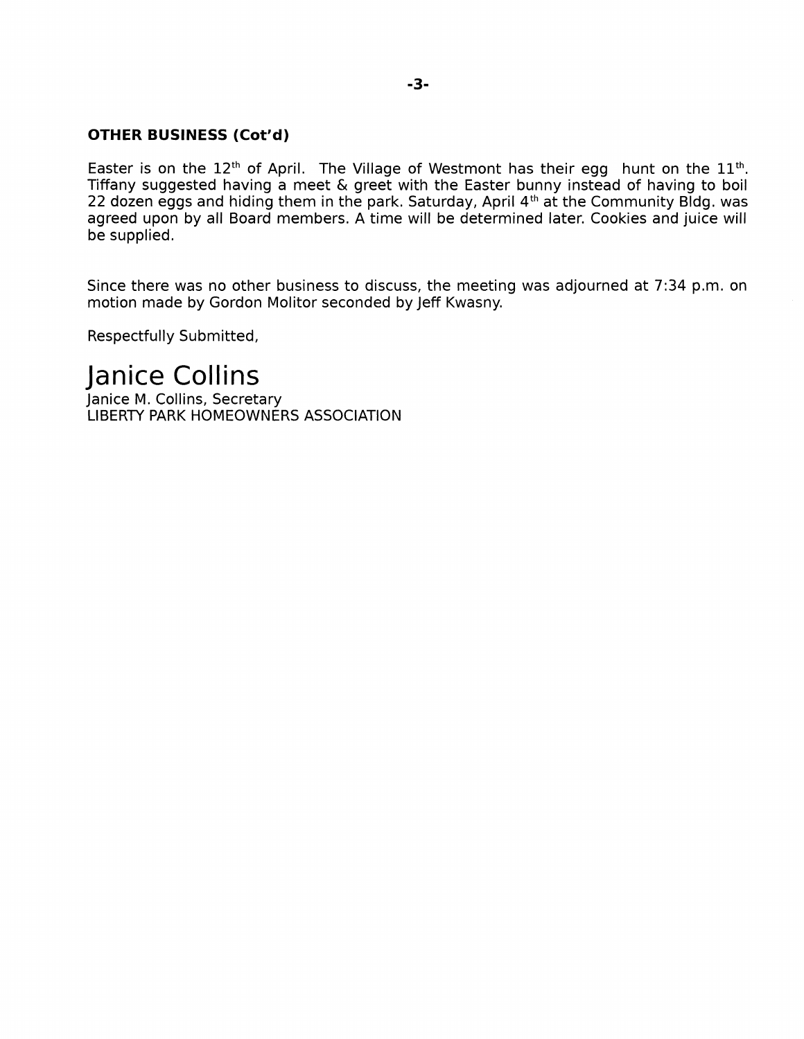**OTHER BUSINESS (Cot'd)**

Easter is on the 12th of April. The Village of Westmont has their egg hunt on the 11th. Tiffany suggested having a meet & greet with the Easter bunny instead of having to boil 22 dozen eggs and hiding them in the park. Saturday, April 4th at the Community Bldg. was agreed upon by all Board members. A time will be determined later. Cookies and juice will be supplied.

Since there was no other business to discuss, the meeting was adjourned at 7:34 p.m. on motion made by Gordon Molitor seconded by Jeff Kwasny.

Respectfully Submitted,

Janice Collins

Janice M. Collins, Secretary
LIBERTY PARK HOMEOWNERS ASSOCIATION